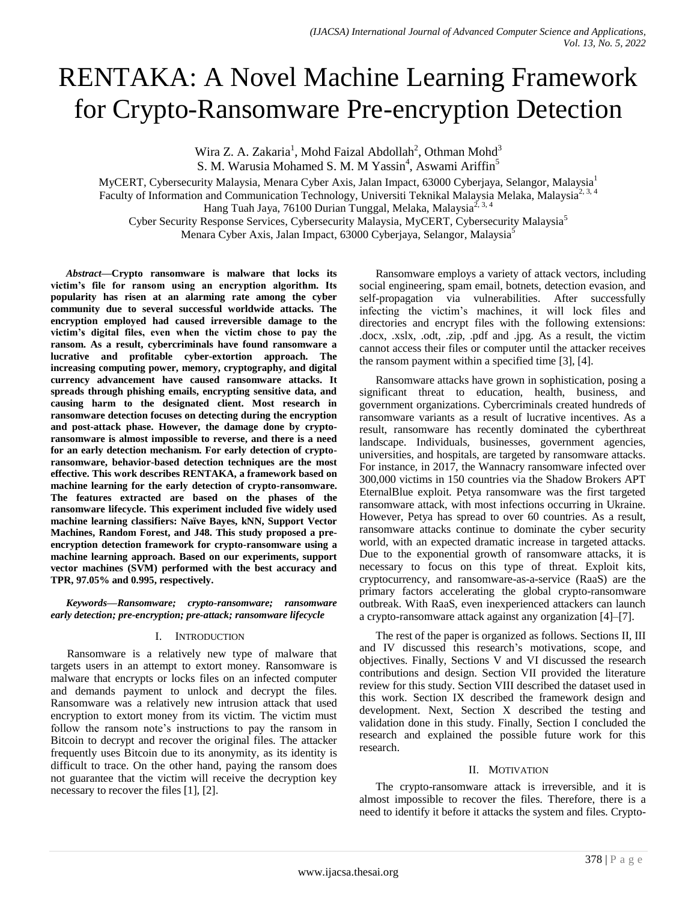# RENTAKA: A Novel Machine Learning Framework for Crypto-Ransomware Pre-encryption Detection

Wira Z. A. Zakaria[1], Mohd Faizal Abdollah[2], Othman Mohd[3]
S. M. Warusia Mohamed S. M. M Yassin[4], Aswami Ariffin[5]

MyCERT, Cybersecurity Malaysia, Menara Cyber Axis, Jalan Impact, 63000 Cyberjaya, Selangor, Malaysia[1]
Faculty of Information and Communication Technology, Universiti Teknikal Malaysia Melaka, Malaysia[2, 3, 4]
Hang Tuah Jaya, 76100 Durian Tunggal, Melaka, Malaysia[2, 3, 4]
Cyber Security Response Services, Cybersecurity Malaysia, MyCERT, Cybersecurity Malaysia[5]
Menara Cyber Axis, Jalan Impact, 63000 Cyberjaya, Selangor, Malaysia[5]

***Abstract*—Crypto ransomware is malware that locks its victim's file for ransom using an encryption algorithm. Its popularity has risen at an alarming rate among the cyber community due to several successful worldwide attacks. The encryption employed had caused irreversible damage to the victim's digital files, even when the victim chose to pay the ransom. As a result, cybercriminals have found ransomware a lucrative and profitable cyber-extortion approach. The increasing computing power, memory, cryptography, and digital currency advancement have caused ransomware attacks. It spreads through phishing emails, encrypting sensitive data, and causing harm to the designated client. Most research in ransomware detection focuses on detecting during the encryption and post-attack phase. However, the damage done by crypto-ransomware is almost impossible to reverse, and there is a need for an early detection mechanism. For early detection of crypto-ransomware, behavior-based detection techniques are the most effective. This work describes RENTAKA, a framework based on machine learning for the early detection of crypto-ransomware. The features extracted are based on the phases of the ransomware lifecycle. This experiment included five widely used machine learning classifiers: Naïve Bayes, kNN, Support Vector Machines, Random Forest, and J48. This study proposed a pre-encryption detection framework for crypto-ransomware using a machine learning approach. Based on our experiments, support vector machines (SVM) performed with the best accuracy and TPR, 97.05% and 0.995, respectively.**

***Keywords*—*Ransomware; crypto-ransomware; ransomware early detection; pre-encryption; pre-attack; ransomware lifecycle***

## I. Introduction

Ransomware is a relatively new type of malware that targets users in an attempt to extort money. Ransomware is malware that encrypts or locks files on an infected computer and demands payment to unlock and decrypt the files. Ransomware was a relatively new intrusion attack that used encryption to extort money from its victim. The victim must follow the ransom note's instructions to pay the ransom in Bitcoin to decrypt and recover the original files. The attacker frequently uses Bitcoin due to its anonymity, as its identity is difficult to trace. On the other hand, paying the ransom does not guarantee that the victim will receive the decryption key necessary to recover the files [1], [2].

Ransomware employs a variety of attack vectors, including social engineering, spam email, botnets, detection evasion, and self-propagation via vulnerabilities. After successfully infecting the victim's machines, it will lock files and directories and encrypt files with the following extensions: .docx, .xslx, .odt, .zip, .pdf and .jpg. As a result, the victim cannot access their files or computer until the attacker receives the ransom payment within a specified time [3], [4].

Ransomware attacks have grown in sophistication, posing a significant threat to education, health, business, and government organizations. Cybercriminals created hundreds of ransomware variants as a result of lucrative incentives. As a result, ransomware has recently dominated the cyberthreat landscape. Individuals, businesses, government agencies, universities, and hospitals, are targeted by ransomware attacks. For instance, in 2017, the Wannacry ransomware infected over 300,000 victims in 150 countries via the Shadow Brokers APT EternalBlue exploit. Petya ransomware was the first targeted ransomware attack, with most infections occurring in Ukraine. However, Petya has spread to over 60 countries. As a result, ransomware attacks continue to dominate the cyber security world, with an expected dramatic increase in targeted attacks. Due to the exponential growth of ransomware attacks, it is necessary to focus on this type of threat. Exploit kits, cryptocurrency, and ransomware-as-a-service (RaaS) are the primary factors accelerating the global crypto-ransomware outbreak. With RaaS, even inexperienced attackers can launch a crypto-ransomware attack against any organization [4]–[7].

The rest of the paper is organized as follows. Sections II, III and IV discussed this research's motivations, scope, and objectives. Finally, Sections V and VI discussed the research contributions and design. Section VII provided the literature review for this study. Section VIII described the dataset used in this work. Section IX described the framework design and development. Next, Section X described the testing and validation done in this study. Finally, Section I concluded the research and explained the possible future work for this research.

## II. Motivation

The crypto-ransomware attack is irreversible, and it is almost impossible to recover the files. Therefore, there is a need to identify it before it attacks the system and files. Crypto-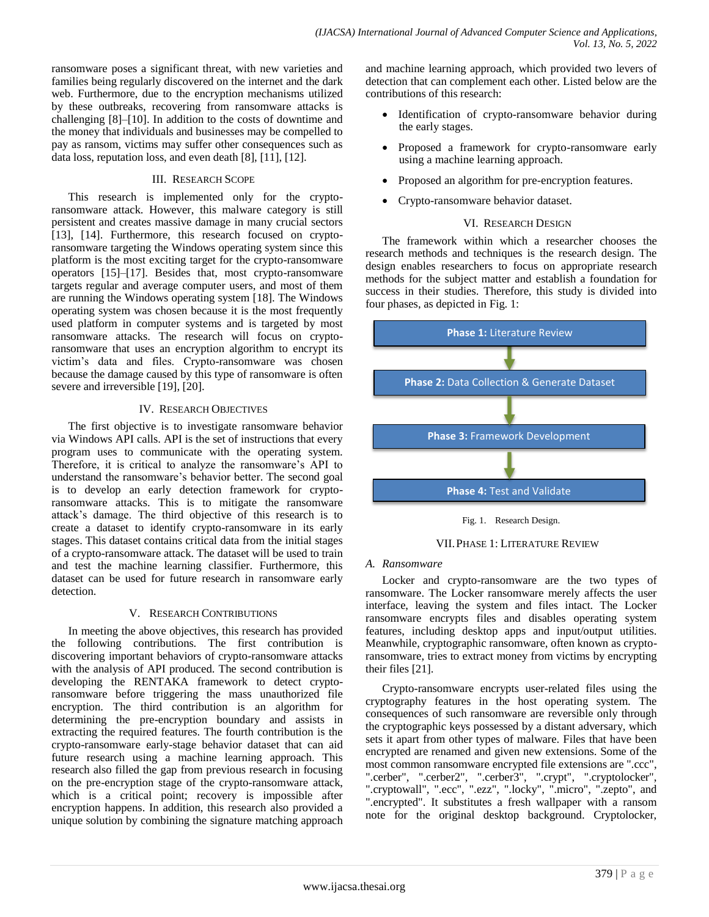ransomware poses a significant threat, with new varieties and families being regularly discovered on the internet and the dark web. Furthermore, due to the encryption mechanisms utilized by these outbreaks, recovering from ransomware attacks is challenging [8]–[10]. In addition to the costs of downtime and the money that individuals and businesses may be compelled to pay as ransom, victims may suffer other consequences such as data loss, reputation loss, and even death [8], [11], [12].

## III. Research Scope

This research is implemented only for the crypto-ransomware attack. However, this malware category is still persistent and creates massive damage in many crucial sectors [13], [14]. Furthermore, this research focused on crypto-ransomware targeting the Windows operating system since this platform is the most exciting target for the crypto-ransomware operators [15]–[17]. Besides that, most crypto-ransomware targets regular and average computer users, and most of them are running the Windows operating system [18]. The Windows operating system was chosen because it is the most frequently used platform in computer systems and is targeted by most ransomware attacks. The research will focus on crypto-ransomware that uses an encryption algorithm to encrypt its victim's data and files. Crypto-ransomware was chosen because the damage caused by this type of ransomware is often severe and irreversible [19], [20].

## IV. Research Objectives

The first objective is to investigate ransomware behavior via Windows API calls. API is the set of instructions that every program uses to communicate with the operating system. Therefore, it is critical to analyze the ransomware's API to understand the ransomware's behavior better. The second goal is to develop an early detection framework for crypto-ransomware attacks. This is to mitigate the ransomware attack's damage. The third objective of this research is to create a dataset to identify crypto-ransomware in its early stages. This dataset contains critical data from the initial stages of a crypto-ransomware attack. The dataset will be used to train and test the machine learning classifier. Furthermore, this dataset can be used for future research in ransomware early detection.

## V. Research Contributions

In meeting the above objectives, this research has provided the following contributions. The first contribution is discovering important behaviors of crypto-ransomware attacks with the analysis of API produced. The second contribution is developing the RENTAKA framework to detect crypto-ransomware before triggering the mass unauthorized file encryption. The third contribution is an algorithm for determining the pre-encryption boundary and assists in extracting the required features. The fourth contribution is the crypto-ransomware early-stage behavior dataset that can aid future research using a machine learning approach. This research also filled the gap from previous research in focusing on the pre-encryption stage of the crypto-ransomware attack, which is a critical point; recovery is impossible after encryption happens. In addition, this research also provided a unique solution by combining the signature matching approach and machine learning approach, which provided two levers of detection that can complement each other. Listed below are the contributions of this research:

- Identification of crypto-ransomware behavior during the early stages.
- Proposed a framework for crypto-ransomware early using a machine learning approach.
- Proposed an algorithm for pre-encryption features.
- Crypto-ransomware behavior dataset.

## VI. Research Design

The framework within which a researcher chooses the research methods and techniques is the research design. The design enables researchers to focus on appropriate research methods for the subject matter and establish a foundation for success in their studies. Therefore, this study is divided into four phases, as depicted in Fig. 1:

**Phase 1:** Literature Review
↓
**Phase 2:** Data Collection & Generate Dataset
↓
**Phase 3:** Framework Development
↓
**Phase 4:** Test and Validate

Fig. 1. Research Design.

## VII. Phase 1: Literature Review

### A. Ransomware

Locker and crypto-ransomware are the two types of ransomware. The Locker ransomware merely affects the user interface, leaving the system and files intact. The Locker ransomware encrypts files and disables operating system features, including desktop apps and input/output utilities. Meanwhile, cryptographic ransomware, often known as crypto-ransomware, tries to extract money from victims by encrypting their files [21].

Crypto-ransomware encrypts user-related files using the cryptography features in the host operating system. The consequences of such ransomware are reversible only through the cryptographic keys possessed by a distant adversary, which sets it apart from other types of malware. Files that have been encrypted are renamed and given new extensions. Some of the most common ransomware encrypted file extensions are ".ccc", ".cerber", ".cerber2", ".cerber3", ".crypt", ".cryptolocker", ".cryptowall", ".ecc", ".ezz", ".locky", ".micro", ".zepto", and ".encrypted". It substitutes a fresh wallpaper with a ransom note for the original desktop background. Cryptolocker,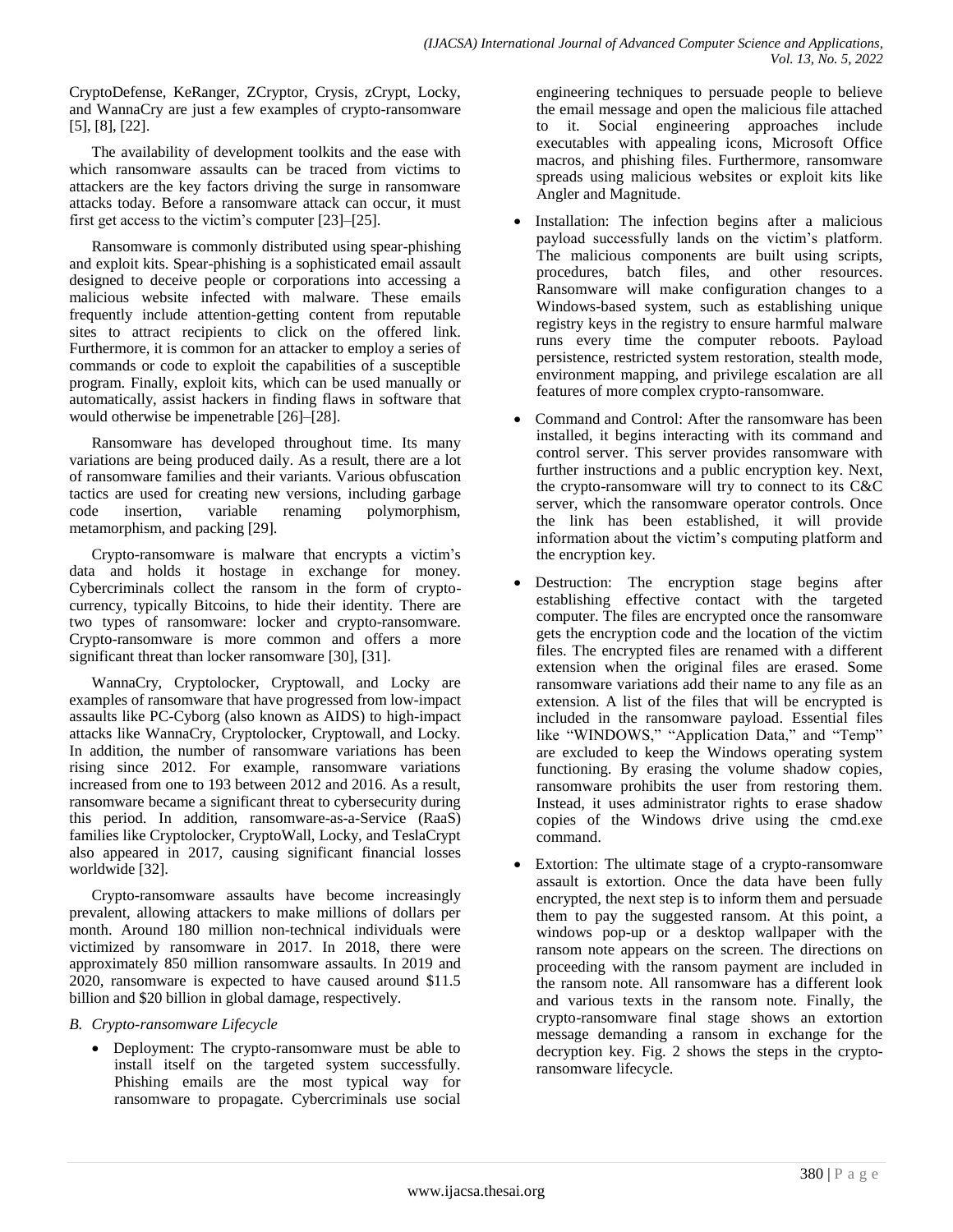CryptoDefense, KeRanger, ZCryptor, Crysis, zCrypt, Locky, and WannaCry are just a few examples of crypto-ransomware [5], [8], [22].

The availability of development toolkits and the ease with which ransomware assaults can be traced from victims to attackers are the key factors driving the surge in ransomware attacks today. Before a ransomware attack can occur, it must first get access to the victim's computer [23]–[25].

Ransomware is commonly distributed using spear-phishing and exploit kits. Spear-phishing is a sophisticated email assault designed to deceive people or corporations into accessing a malicious website infected with malware. These emails frequently include attention-getting content from reputable sites to attract recipients to click on the offered link. Furthermore, it is common for an attacker to employ a series of commands or code to exploit the capabilities of a susceptible program. Finally, exploit kits, which can be used manually or automatically, assist hackers in finding flaws in software that would otherwise be impenetrable [26]–[28].

Ransomware has developed throughout time. Its many variations are being produced daily. As a result, there are a lot of ransomware families and their variants. Various obfuscation tactics are used for creating new versions, including garbage code insertion, variable renaming polymorphism, metamorphism, and packing [29].

Crypto-ransomware is malware that encrypts a victim's data and holds it hostage in exchange for money. Cybercriminals collect the ransom in the form of crypto-currency, typically Bitcoins, to hide their identity. There are two types of ransomware: locker and crypto-ransomware. Crypto-ransomware is more common and offers a more significant threat than locker ransomware [30], [31].

WannaCry, Cryptolocker, Cryptowall, and Locky are examples of ransomware that have progressed from low-impact assaults like PC-Cyborg (also known as AIDS) to high-impact attacks like WannaCry, Cryptolocker, Cryptowall, and Locky. In addition, the number of ransomware variations has been rising since 2012. For example, ransomware variations increased from one to 193 between 2012 and 2016. As a result, ransomware became a significant threat to cybersecurity during this period. In addition, ransomware-as-a-Service (RaaS) families like Cryptolocker, CryptoWall, Locky, and TeslaCrypt also appeared in 2017, causing significant financial losses worldwide [32].

Crypto-ransomware assaults have become increasingly prevalent, allowing attackers to make millions of dollars per month. Around 180 million non-technical individuals were victimized by ransomware in 2017. In 2018, there were approximately 850 million ransomware assaults. In 2019 and 2020, ransomware is expected to have caused around \$11.5 billion and \$20 billion in global damage, respectively.

### *B. Crypto-ransomware Lifecycle*

- Deployment: The crypto-ransomware must be able to install itself on the targeted system successfully. Phishing emails are the most typical way for ransomware to propagate. Cybercriminals use social engineering techniques to persuade people to believe the email message and open the malicious file attached to it. Social engineering approaches include executables with appealing icons, Microsoft Office macros, and phishing files. Furthermore, ransomware spreads using malicious websites or exploit kits like Angler and Magnitude.
- Installation: The infection begins after a malicious payload successfully lands on the victim's platform. The malicious components are built using scripts, procedures, batch files, and other resources. Ransomware will make configuration changes to a Windows-based system, such as establishing unique registry keys in the registry to ensure harmful malware runs every time the computer reboots. Payload persistence, restricted system restoration, stealth mode, environment mapping, and privilege escalation are all features of more complex crypto-ransomware.
- Command and Control: After the ransomware has been installed, it begins interacting with its command and control server. This server provides ransomware with further instructions and a public encryption key. Next, the crypto-ransomware will try to connect to its C&C server, which the ransomware operator controls. Once the link has been established, it will provide information about the victim's computing platform and the encryption key.
- Destruction: The encryption stage begins after establishing effective contact with the targeted computer. The files are encrypted once the ransomware gets the encryption code and the location of the victim files. The encrypted files are renamed with a different extension when the original files are erased. Some ransomware variations add their name to any file as an extension. A list of the files that will be encrypted is included in the ransomware payload. Essential files like "WINDOWS," "Application Data," and "Temp" are excluded to keep the Windows operating system functioning. By erasing the volume shadow copies, ransomware prohibits the user from restoring them. Instead, it uses administrator rights to erase shadow copies of the Windows drive using the cmd.exe command.
- Extortion: The ultimate stage of a crypto-ransomware assault is extortion. Once the data have been fully encrypted, the next step is to inform them and persuade them to pay the suggested ransom. At this point, a windows pop-up or a desktop wallpaper with the ransom note appears on the screen. The directions on proceeding with the ransom payment are included in the ransom note. All ransomware has a different look and various texts in the ransom note. Finally, the crypto-ransomware final stage shows an extortion message demanding a ransom in exchange for the decryption key. Fig. 2 shows the steps in the crypto-ransomware lifecycle.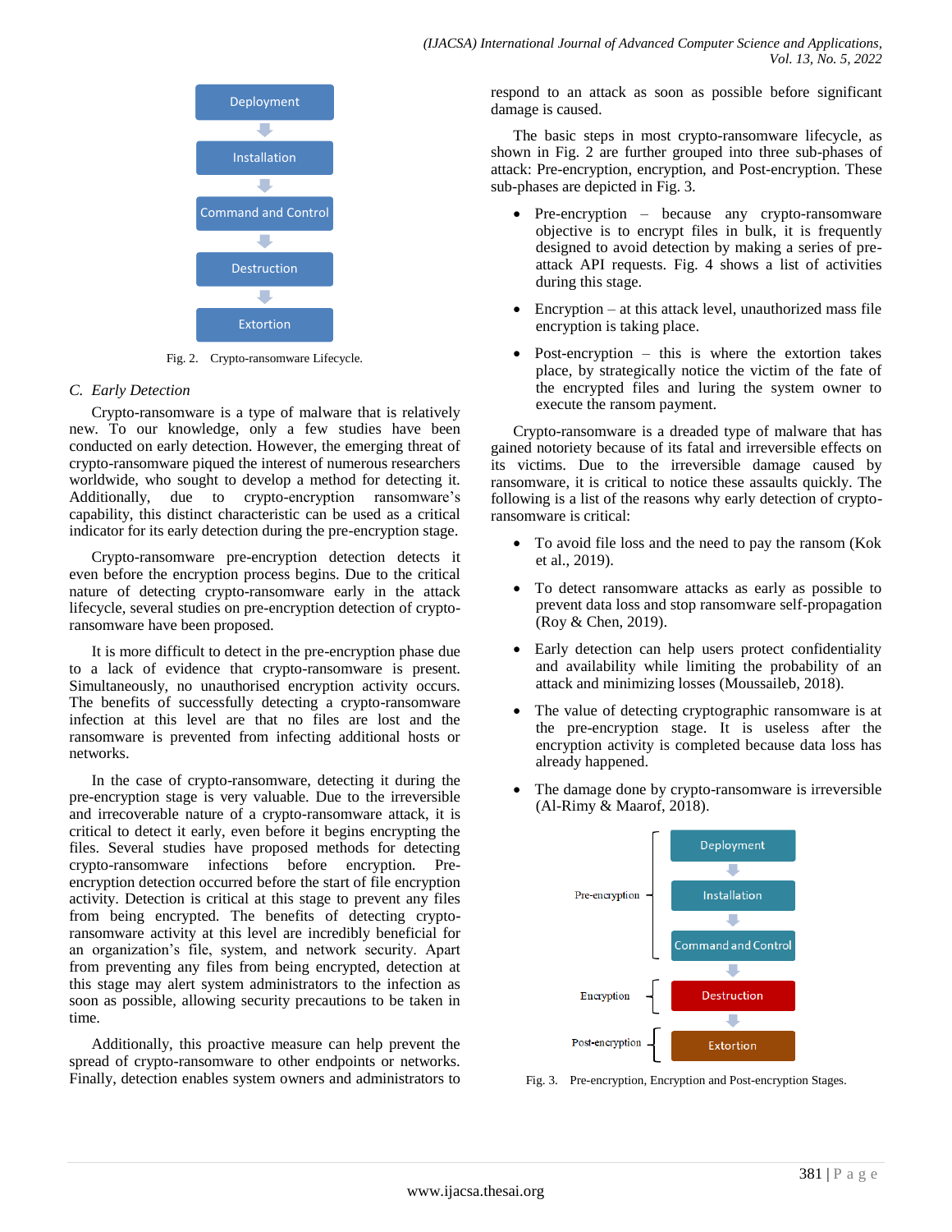Deployment → Installation → Command and Control → Destruction → Extortion

Fig. 2. Crypto-ransomware Lifecycle.

### C. *Early Detection*

Crypto-ransomware is a type of malware that is relatively new. To our knowledge, only a few studies have been conducted on early detection. However, the emerging threat of crypto-ransomware piqued the interest of numerous researchers worldwide, who sought to develop a method for detecting it. Additionally, due to crypto-encryption ransomware's capability, this distinct characteristic can be used as a critical indicator for its early detection during the pre-encryption stage.

Crypto-ransomware pre-encryption detection detects it even before the encryption process begins. Due to the critical nature of detecting crypto-ransomware early in the attack lifecycle, several studies on pre-encryption detection of crypto-ransomware have been proposed.

It is more difficult to detect in the pre-encryption phase due to a lack of evidence that crypto-ransomware is present. Simultaneously, no unauthorised encryption activity occurs. The benefits of successfully detecting a crypto-ransomware infection at this level are that no files are lost and the ransomware is prevented from infecting additional hosts or networks.

In the case of crypto-ransomware, detecting it during the pre-encryption stage is very valuable. Due to the irreversible and irrecoverable nature of a crypto-ransomware attack, it is critical to detect it early, even before it begins encrypting the files. Several studies have proposed methods for detecting crypto-ransomware infections before encryption. Pre-encryption detection occurred before the start of file encryption activity. Detection is critical at this stage to prevent any files from being encrypted. The benefits of detecting crypto-ransomware activity at this level are incredibly beneficial for an organization's file, system, and network security. Apart from preventing any files from being encrypted, detection at this stage may alert system administrators to the infection as soon as possible, allowing security precautions to be taken in time.

Additionally, this proactive measure can help prevent the spread of crypto-ransomware to other endpoints or networks. Finally, detection enables system owners and administrators to respond to an attack as soon as possible before significant damage is caused.

The basic steps in most crypto-ransomware lifecycle, as shown in Fig. 2 are further grouped into three sub-phases of attack: Pre-encryption, encryption, and Post-encryption. These sub-phases are depicted in Fig. 3.

- Pre-encryption – because any crypto-ransomware objective is to encrypt files in bulk, it is frequently designed to avoid detection by making a series of pre-attack API requests. Fig. 4 shows a list of activities during this stage.
- Encryption – at this attack level, unauthorized mass file encryption is taking place.
- Post-encryption – this is where the extortion takes place, by strategically notice the victim of the fate of the encrypted files and luring the system owner to execute the ransom payment.

Crypto-ransomware is a dreaded type of malware that has gained notoriety because of its fatal and irreversible effects on its victims. Due to the irreversible damage caused by ransomware, it is critical to notice these assaults quickly. The following is a list of the reasons why early detection of crypto-ransomware is critical:

- To avoid file loss and the need to pay the ransom (Kok et al., 2019).
- To detect ransomware attacks as early as possible to prevent data loss and stop ransomware self-propagation (Roy & Chen, 2019).
- Early detection can help users protect confidentiality and availability while limiting the probability of an attack and minimizing losses (Moussaileb, 2018).
- The value of detecting cryptographic ransomware is at the pre-encryption stage. It is useless after the encryption activity is completed because data loss has already happened.
- The damage done by crypto-ransomware is irreversible (Al-Rimy & Maarof, 2018).

Pre-encryption: Deployment → Installation → Command and Control
Encryption: Destruction
Post-encryption: Extortion

Fig. 3. Pre-encryption, Encryption and Post-encryption Stages.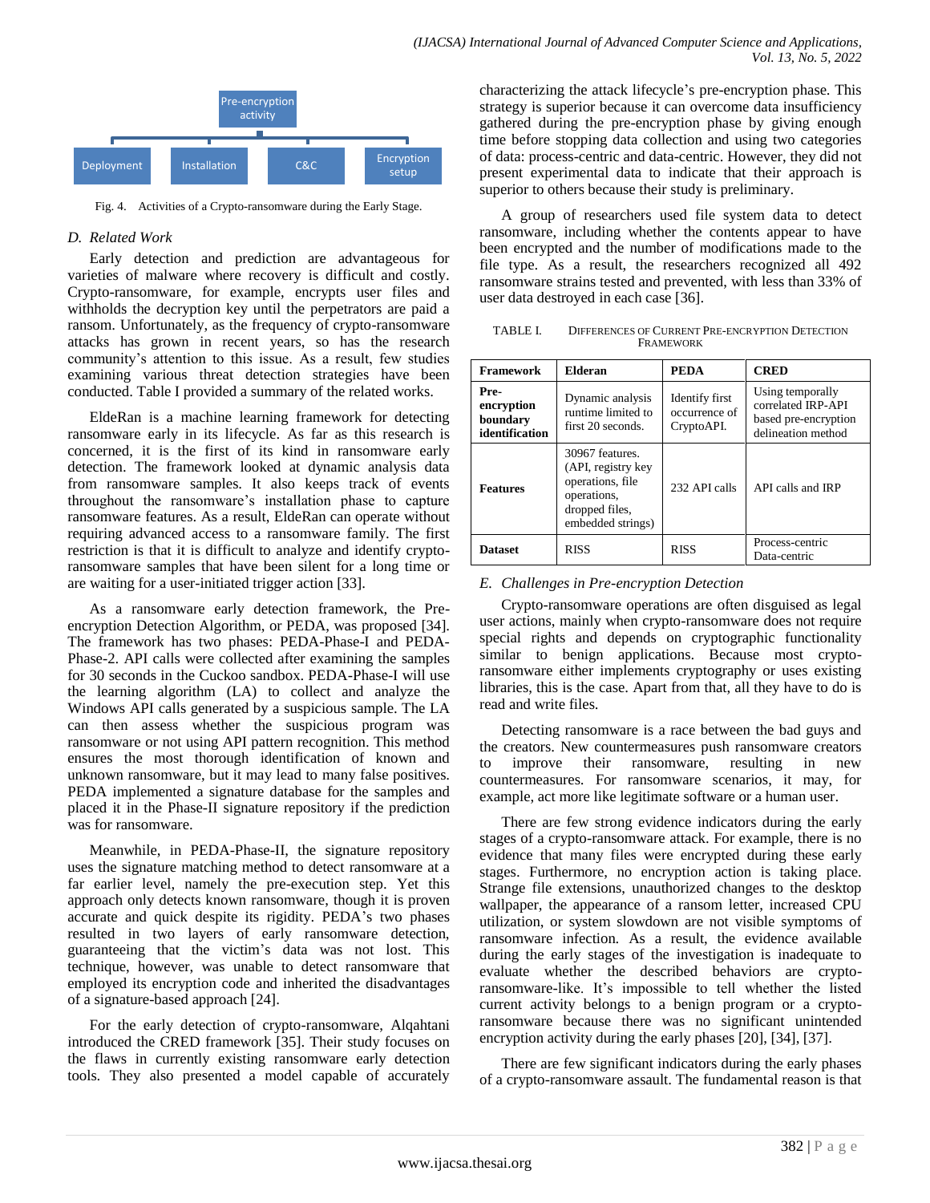Pre-encryption activity

Deployment | Installation | C&C | Encryption setup

Fig. 4. Activities of a Crypto-ransomware during the Early Stage.

### D. Related Work

Early detection and prediction are advantageous for varieties of malware where recovery is difficult and costly. Crypto-ransomware, for example, encrypts user files and withholds the decryption key until the perpetrators are paid a ransom. Unfortunately, as the frequency of crypto-ransomware attacks has grown in recent years, so has the research community's attention to this issue. As a result, few studies examining various threat detection strategies have been conducted. Table I provided a summary of the related works.

EldeRan is a machine learning framework for detecting ransomware early in its lifecycle. As far as this research is concerned, it is the first of its kind in ransomware early detection. The framework looked at dynamic analysis data from ransomware samples. It also keeps track of events throughout the ransomware's installation phase to capture ransomware features. As a result, EldeRan can operate without requiring advanced access to a ransomware family. The first restriction is that it is difficult to analyze and identify crypto-ransomware samples that have been silent for a long time or are waiting for a user-initiated trigger action [33].

As a ransomware early detection framework, the Pre-encryption Detection Algorithm, or PEDA, was proposed [34]. The framework has two phases: PEDA-Phase-I and PEDA-Phase-2. API calls were collected after examining the samples for 30 seconds in the Cuckoo sandbox. PEDA-Phase-I will use the learning algorithm (LA) to collect and analyze the Windows API calls generated by a suspicious sample. The LA can then assess whether the suspicious program was ransomware or not using API pattern recognition. This method ensures the most thorough identification of known and unknown ransomware, but it may lead to many false positives. PEDA implemented a signature database for the samples and placed it in the Phase-II signature repository if the prediction was for ransomware.

Meanwhile, in PEDA-Phase-II, the signature repository uses the signature matching method to detect ransomware at a far earlier level, namely the pre-execution step. Yet this approach only detects known ransomware, though it is proven accurate and quick despite its rigidity. PEDA's two phases resulted in two layers of early ransomware detection, guaranteeing that the victim's data was not lost. This technique, however, was unable to detect ransomware that employed its encryption code and inherited the disadvantages of a signature-based approach [24].

For the early detection of crypto-ransomware, Alqahtani introduced the CRED framework [35]. Their study focuses on the flaws in currently existing ransomware early detection tools. They also presented a model capable of accurately characterizing the attack lifecycle's pre-encryption phase. This strategy is superior because it can overcome data insufficiency gathered during the pre-encryption phase by giving enough time before stopping data collection and using two categories of data: process-centric and data-centric. However, they did not present experimental data to indicate that their approach is superior to others because their study is preliminary.

A group of researchers used file system data to detect ransomware, including whether the contents appear to have been encrypted and the number of modifications made to the file type. As a result, the researchers recognized all 492 ransomware strains tested and prevented, with less than 33% of user data destroyed in each case [36].

TABLE I. DIFFERENCES OF CURRENT PRE-ENCRYPTION DETECTION FRAMEWORK

| Framework | Elderan | PEDA | CRED |
|---|---|---|---|
| Pre-encryption boundary identification | Dynamic analysis runtime limited to first 20 seconds. | Identify first occurrence of CryptoAPI. | Using temporally correlated IRP-API based pre-encryption delineation method |
| Features | 30967 features. (API, registry key operations, file operations, dropped files, embedded strings) | 232 API calls | API calls and IRP |
| Dataset | RISS | RISS | Process-centric Data-centric |

### E. Challenges in Pre-encryption Detection

Crypto-ransomware operations are often disguised as legal user actions, mainly when crypto-ransomware does not require special rights and depends on cryptographic functionality similar to benign applications. Because most crypto-ransomware either implements cryptography or uses existing libraries, this is the case. Apart from that, all they have to do is read and write files.

Detecting ransomware is a race between the bad guys and the creators. New countermeasures push ransomware creators to improve their ransomware, resulting in new countermeasures. For ransomware scenarios, it may, for example, act more like legitimate software or a human user.

There are few strong evidence indicators during the early stages of a crypto-ransomware attack. For example, there is no evidence that many files were encrypted during these early stages. Furthermore, no encryption action is taking place. Strange file extensions, unauthorized changes to the desktop wallpaper, the appearance of a ransom letter, increased CPU utilization, or system slowdown are not visible symptoms of ransomware infection. As a result, the evidence available during the early stages of the investigation is inadequate to evaluate whether the described behaviors are crypto-ransomware-like. It's impossible to tell whether the listed current activity belongs to a benign program or a crypto-ransomware because there was no significant unintended encryption activity during the early phases [20], [34], [37].

There are few significant indicators during the early phases of a crypto-ransomware assault. The fundamental reason is that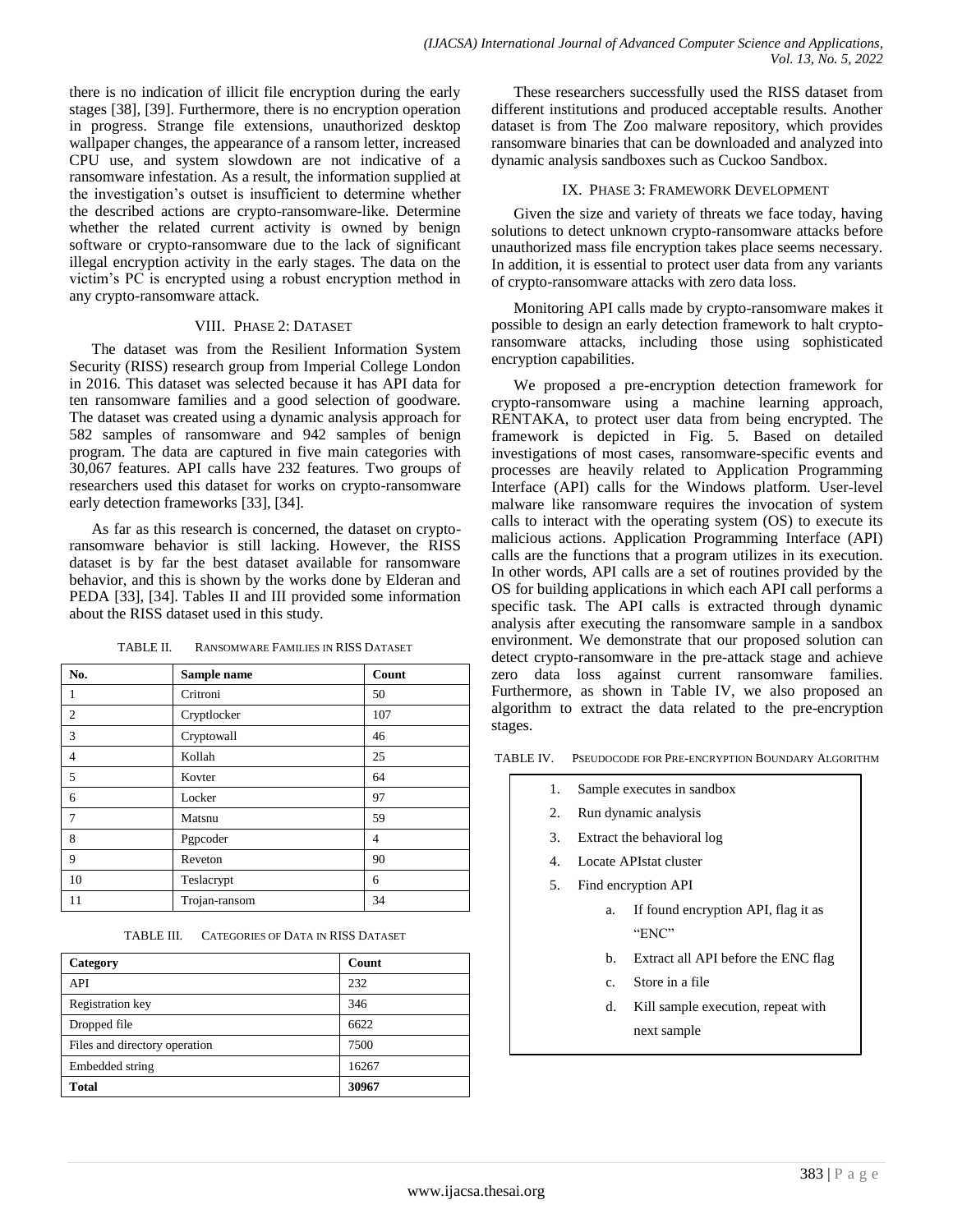there is no indication of illicit file encryption during the early stages [38], [39]. Furthermore, there is no encryption operation in progress. Strange file extensions, unauthorized desktop wallpaper changes, the appearance of a ransom letter, increased CPU use, and system slowdown are not indicative of a ransomware infestation. As a result, the information supplied at the investigation's outset is insufficient to determine whether the described actions are crypto-ransomware-like. Determine whether the related current activity is owned by benign software or crypto-ransomware due to the lack of significant illegal encryption activity in the early stages. The data on the victim's PC is encrypted using a robust encryption method in any crypto-ransomware attack.

## VIII. Phase 2: Dataset

The dataset was from the Resilient Information System Security (RISS) research group from Imperial College London in 2016. This dataset was selected because it has API data for ten ransomware families and a good selection of goodware. The dataset was created using a dynamic analysis approach for 582 samples of ransomware and 942 samples of benign program. The data are captured in five main categories with 30,067 features. API calls have 232 features. Two groups of researchers used this dataset for works on crypto-ransomware early detection frameworks [33], [34].

As far as this research is concerned, the dataset on crypto-ransomware behavior is still lacking. However, the RISS dataset is by far the best dataset available for ransomware behavior, and this is shown by the works done by Elderan and PEDA [33], [34]. Tables II and III provided some information about the RISS dataset used in this study.

TABLE II. Ransomware Families in RISS Dataset

| No. | Sample name | Count |
|---|---|---|
| 1 | Critroni | 50 |
| 2 | Cryptlocker | 107 |
| 3 | Cryptowall | 46 |
| 4 | Kollah | 25 |
| 5 | Kovter | 64 |
| 6 | Locker | 97 |
| 7 | Matsnu | 59 |
| 8 | Pgpcoder | 4 |
| 9 | Reveton | 90 |
| 10 | Teslacrypt | 6 |
| 11 | Trojan-ransom | 34 |

TABLE III. Categories of Data in RISS Dataset

| Category | Count |
|---|---|
| API | 232 |
| Registration key | 346 |
| Dropped file | 6622 |
| Files and directory operation | 7500 |
| Embedded string | 16267 |
| **Total** | **30967** |

These researchers successfully used the RISS dataset from different institutions and produced acceptable results. Another dataset is from The Zoo malware repository, which provides ransomware binaries that can be downloaded and analyzed into dynamic analysis sandboxes such as Cuckoo Sandbox.

## IX. Phase 3: Framework Development

Given the size and variety of threats we face today, having solutions to detect unknown crypto-ransomware attacks before unauthorized mass file encryption takes place seems necessary. In addition, it is essential to protect user data from any variants of crypto-ransomware attacks with zero data loss.

Monitoring API calls made by crypto-ransomware makes it possible to design an early detection framework to halt crypto-ransomware attacks, including those using sophisticated encryption capabilities.

We proposed a pre-encryption detection framework for crypto-ransomware using a machine learning approach, RENTAKA, to protect user data from being encrypted. The framework is depicted in Fig. 5. Based on detailed investigations of most cases, ransomware-specific events and processes are heavily related to Application Programming Interface (API) calls for the Windows platform. User-level malware like ransomware requires the invocation of system calls to interact with the operating system (OS) to execute its malicious actions. Application Programming Interface (API) calls are the functions that a program utilizes in its execution. In other words, API calls are a set of routines provided by the OS for building applications in which each API call performs a specific task. The API calls is extracted through dynamic analysis after executing the ransomware sample in a sandbox environment. We demonstrate that our proposed solution can detect crypto-ransomware in the pre-attack stage and achieve zero data loss against current ransomware families. Furthermore, as shown in Table IV, we also proposed an algorithm to extract the data related to the pre-encryption stages.

TABLE IV. Pseudocode for Pre-encryption Boundary Algorithm

1. Sample executes in sandbox
2. Run dynamic analysis
3. Extract the behavioral log
4. Locate APIstat cluster
5. Find encryption API
    a. If found encryption API, flag it as "ENC"
    b. Extract all API before the ENC flag
    c. Store in a file
    d. Kill sample execution, repeat with next sample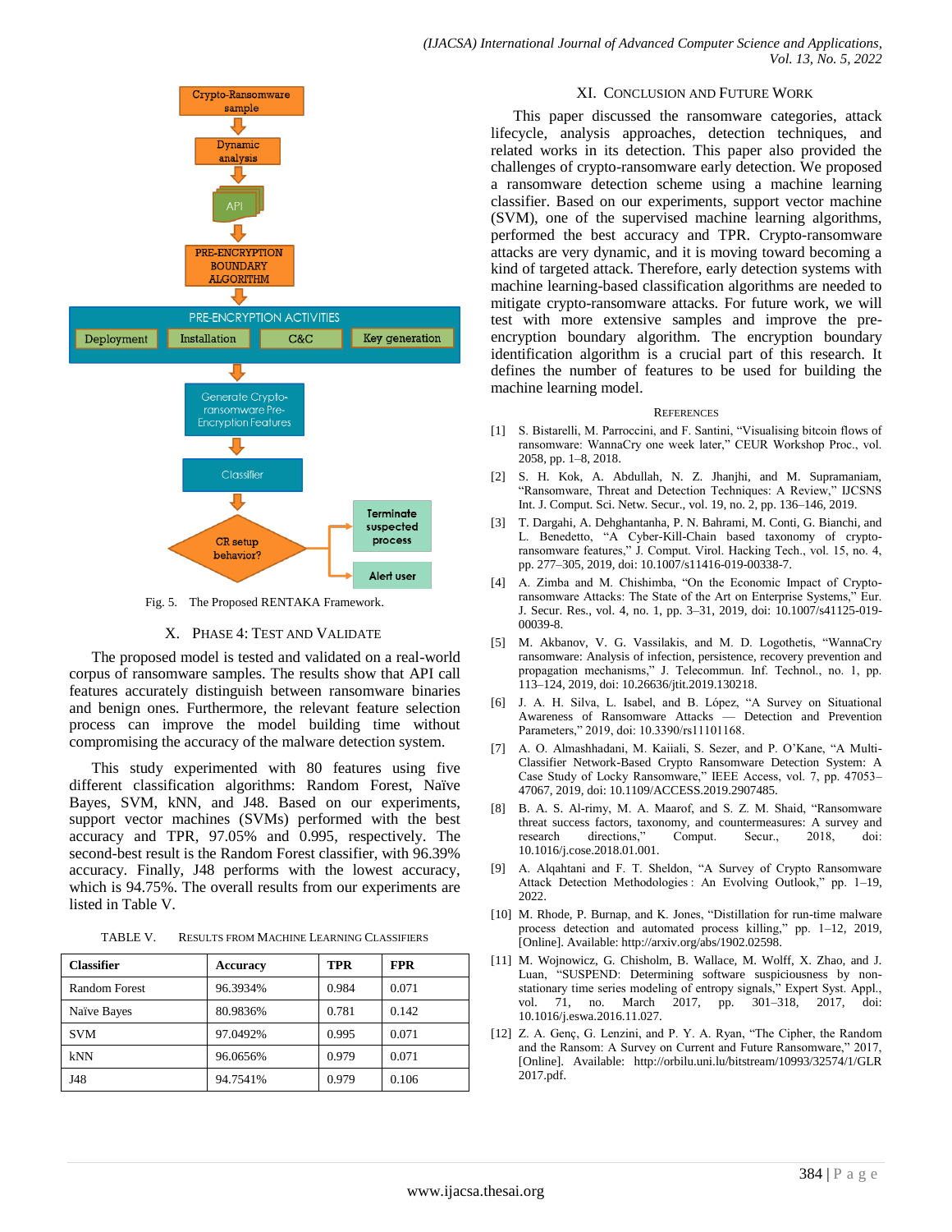Fig. 5. The Proposed RENTAKA Framework.

## X. Phase 4: Test and Validate

The proposed model is tested and validated on a real-world corpus of ransomware samples. The results show that API call features accurately distinguish between ransomware binaries and benign ones. Furthermore, the relevant feature selection process can improve the model building time without compromising the accuracy of the malware detection system.

This study experimented with 80 features using five different classification algorithms: Random Forest, Naïve Bayes, SVM, kNN, and J48. Based on our experiments, support vector machines (SVMs) performed with the best accuracy and TPR, 97.05% and 0.995, respectively. The second-best result is the Random Forest classifier, with 96.39% accuracy. Finally, J48 performs with the lowest accuracy, which is 94.75%. The overall results from our experiments are listed in Table V.

TABLE V. Results from Machine Learning Classifiers

| Classifier | Accuracy | TPR | FPR |
|---|---|---|---|
| Random Forest | 96.3934% | 0.984 | 0.071 |
| Naïve Bayes | 80.9836% | 0.781 | 0.142 |
| SVM | 97.0492% | 0.995 | 0.071 |
| kNN | 96.0656% | 0.979 | 0.071 |
| J48 | 94.7541% | 0.979 | 0.106 |

## XI. Conclusion and Future Work

This paper discussed the ransomware categories, attack lifecycle, analysis approaches, detection techniques, and related works in its detection. This paper also provided the challenges of crypto-ransomware early detection. We proposed a ransomware detection scheme using a machine learning classifier. Based on our experiments, support vector machine (SVM), one of the supervised machine learning algorithms, performed the best accuracy and TPR. Crypto-ransomware attacks are very dynamic, and it is moving toward becoming a kind of targeted attack. Therefore, early detection systems with machine learning-based classification algorithms are needed to mitigate crypto-ransomware attacks. For future work, we will test with more extensive samples and improve the pre-encryption boundary algorithm. The encryption boundary identification algorithm is a crucial part of this research. It defines the number of features to be used for building the machine learning model.

## References

[1] S. Bistarelli, M. Parroccini, and F. Santini, "Visualising bitcoin flows of ransomware: WannaCry one week later," CEUR Workshop Proc., vol. 2058, pp. 1–8, 2018.

[2] S. H. Kok, A. Abdullah, N. Z. Jhanjhi, and M. Supramaniam, "Ransomware, Threat and Detection Techniques: A Review," IJCSNS Int. J. Comput. Sci. Netw. Secur., vol. 19, no. 2, pp. 136–146, 2019.

[3] T. Dargahi, A. Dehghantanha, P. N. Bahrami, M. Conti, G. Bianchi, and L. Benedetto, "A Cyber-Kill-Chain based taxonomy of crypto-ransomware features," J. Comput. Virol. Hacking Tech., vol. 15, no. 4, pp. 277–305, 2019, doi: 10.1007/s11416-019-00338-7.

[4] A. Zimba and M. Chishimba, "On the Economic Impact of Crypto-ransomware Attacks: The State of the Art on Enterprise Systems," Eur. J. Secur. Res., vol. 4, no. 1, pp. 3–31, 2019, doi: 10.1007/s41125-019-00039-8.

[5] M. Akbanov, V. G. Vassilakis, and M. D. Logothetis, "WannaCry ransomware: Analysis of infection, persistence, recovery prevention and propagation mechanisms," J. Telecommun. Inf. Technol., no. 1, pp. 113–124, 2019, doi: 10.26636/jtit.2019.130218.

[6] J. A. H. Silva, L. Isabel, and B. López, "A Survey on Situational Awareness of Ransomware Attacks — Detection and Prevention Parameters," 2019, doi: 10.3390/rs11101168.

[7] A. O. Almashhadani, M. Kaiiali, S. Sezer, and P. O'Kane, "A Multi-Classifier Network-Based Crypto Ransomware Detection System: A Case Study of Locky Ransomware," IEEE Access, vol. 7, pp. 47053–47067, 2019, doi: 10.1109/ACCESS.2019.2907485.

[8] B. A. S. Al-rimy, M. A. Maarof, and S. Z. M. Shaid, "Ransomware threat success factors, taxonomy, and countermeasures: A survey and research directions," Comput. Secur., 2018, doi: 10.1016/j.cose.2018.01.001.

[9] A. Alqahtani and F. T. Sheldon, "A Survey of Crypto Ransomware Attack Detection Methodologies : An Evolving Outlook," pp. 1–19, 2022.

[10] M. Rhode, P. Burnap, and K. Jones, "Distillation for run-time malware process detection and automated process killing," pp. 1–12, 2019, [Online]. Available: http://arxiv.org/abs/1902.02598.

[11] M. Wojnowicz, G. Chisholm, B. Wallace, M. Wolff, X. Zhao, and J. Luan, "SUSPEND: Determining software suspiciousness by non-stationary time series modeling of entropy signals," Expert Syst. Appl., vol. 71, no. March 2017, pp. 301–318, 2017, doi: 10.1016/j.eswa.2016.11.027.

[12] Z. A. Genç, G. Lenzini, and P. Y. A. Ryan, "The Cipher, the Random and the Ransom: A Survey on Current and Future Ransomware," 2017, [Online]. Available: http://orbilu.uni.lu/bitstream/10993/32574/1/GLR 2017.pdf.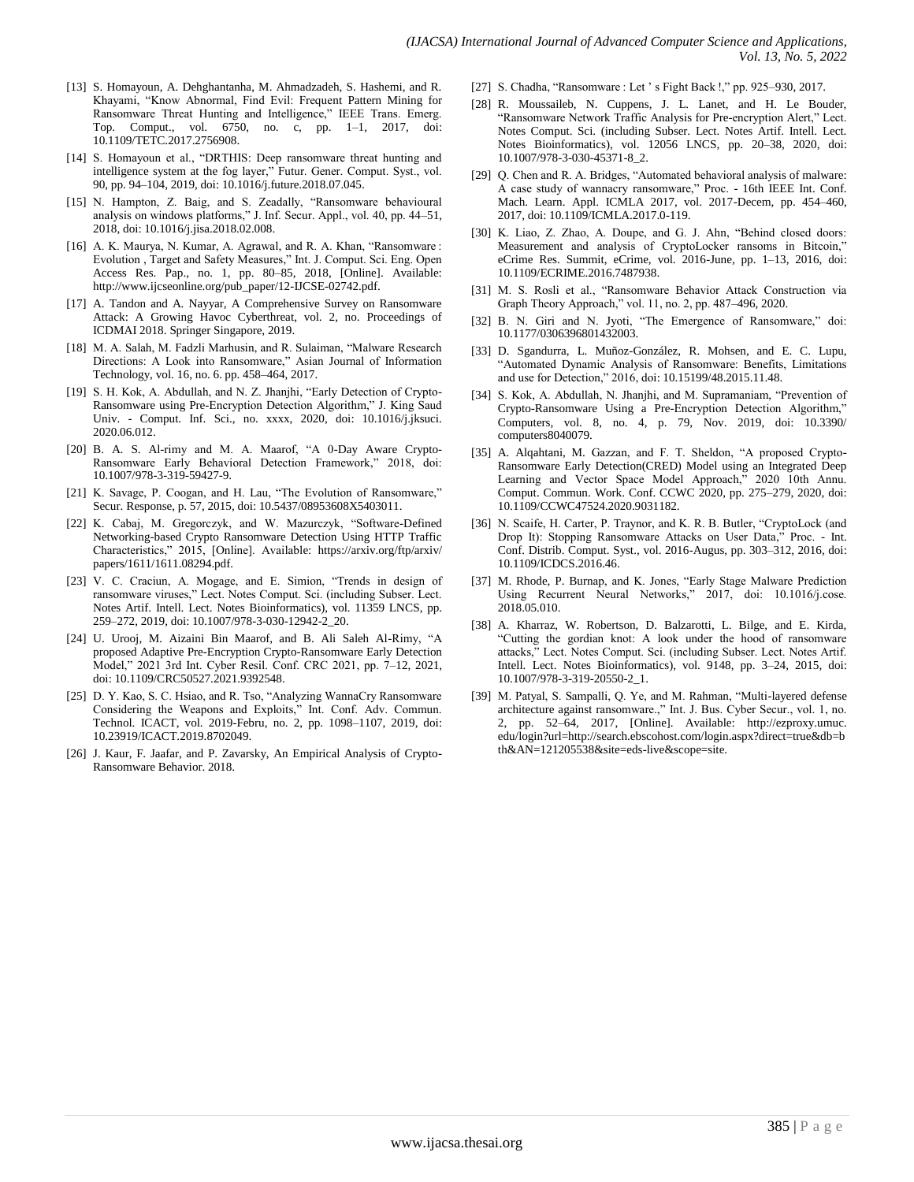[13] S. Homayoun, A. Dehghantanha, M. Ahmadzadeh, S. Hashemi, and R. Khayami, "Know Abnormal, Find Evil: Frequent Pattern Mining for Ransomware Threat Hunting and Intelligence," IEEE Trans. Emerg. Top. Comput., vol. 6750, no. c, pp. 1–1, 2017, doi: 10.1109/TETC.2017.2756908.

[14] S. Homayoun et al., "DRTHIS: Deep ransomware threat hunting and intelligence system at the fog layer," Futur. Gener. Comput. Syst., vol. 90, pp. 94–104, 2019, doi: 10.1016/j.future.2018.07.045.

[15] N. Hampton, Z. Baig, and S. Zeadally, "Ransomware behavioural analysis on windows platforms," J. Inf. Secur. Appl., vol. 40, pp. 44–51, 2018, doi: 10.1016/j.jisa.2018.02.008.

[16] A. K. Maurya, N. Kumar, A. Agrawal, and R. A. Khan, "Ransomware : Evolution , Target and Safety Measures," Int. J. Comput. Sci. Eng. Open Access Res. Pap., no. 1, pp. 80–85, 2018, [Online]. Available: http://www.ijcseonline.org/pub_paper/12-IJCSE-02742.pdf.

[17] A. Tandon and A. Nayyar, A Comprehensive Survey on Ransomware Attack: A Growing Havoc Cyberthreat, vol. 2, no. Proceedings of ICDMAI 2018. Springer Singapore, 2019.

[18] M. A. Salah, M. Fadzli Marhusin, and R. Sulaiman, "Malware Research Directions: A Look into Ransomware," Asian Journal of Information Technology, vol. 16, no. 6. pp. 458–464, 2017.

[19] S. H. Kok, A. Abdullah, and N. Z. Jhanjhi, "Early Detection of Crypto-Ransomware using Pre-Encryption Detection Algorithm," J. King Saud Univ. - Comput. Inf. Sci., no. xxxx, 2020, doi: 10.1016/j.jksuci. 2020.06.012.

[20] B. A. S. Al-rimy and M. A. Maarof, "A 0-Day Aware Crypto-Ransomware Early Behavioral Detection Framework," 2018, doi: 10.1007/978-3-319-59427-9.

[21] K. Savage, P. Coogan, and H. Lau, "The Evolution of Ransomware," Secur. Response, p. 57, 2015, doi: 10.5437/08953608X5403011.

[22] K. Cabaj, M. Gregorczyk, and W. Mazurczyk, "Software-Defined Networking-based Crypto Ransomware Detection Using HTTP Traffic Characteristics," 2015, [Online]. Available: https://arxiv.org/ftp/arxiv/ papers/1611/1611.08294.pdf.

[23] V. C. Craciun, A. Mogage, and E. Simion, "Trends in design of ransomware viruses," Lect. Notes Comput. Sci. (including Subser. Lect. Notes Artif. Intell. Lect. Notes Bioinformatics), vol. 11359 LNCS, pp. 259–272, 2019, doi: 10.1007/978-3-030-12942-2_20.

[24] U. Urooj, M. Aizaini Bin Maarof, and B. Ali Saleh Al-Rimy, "A proposed Adaptive Pre-Encryption Crypto-Ransomware Early Detection Model," 2021 3rd Int. Cyber Resil. Conf. CRC 2021, pp. 7–12, 2021, doi: 10.1109/CRC50527.2021.9392548.

[25] D. Y. Kao, S. C. Hsiao, and R. Tso, "Analyzing WannaCry Ransomware Considering the Weapons and Exploits," Int. Conf. Adv. Commun. Technol. ICACT, vol. 2019-Febru, no. 2, pp. 1098–1107, 2019, doi: 10.23919/ICACT.2019.8702049.

[26] J. Kaur, F. Jaafar, and P. Zavarsky, An Empirical Analysis of Crypto-Ransomware Behavior. 2018.

[27] S. Chadha, "Ransomware : Let ' s Fight Back !," pp. 925–930, 2017.

[28] R. Moussaileb, N. Cuppens, J. L. Lanet, and H. Le Bouder, "Ransomware Network Traffic Analysis for Pre-encryption Alert," Lect. Notes Comput. Sci. (including Subser. Lect. Notes Artif. Intell. Lect. Notes Bioinformatics), vol. 12056 LNCS, pp. 20–38, 2020, doi: 10.1007/978-3-030-45371-8_2.

[29] Q. Chen and R. A. Bridges, "Automated behavioral analysis of malware: A case study of wannacry ransomware," Proc. - 16th IEEE Int. Conf. Mach. Learn. Appl. ICMLA 2017, vol. 2017-Decem, pp. 454–460, 2017, doi: 10.1109/ICMLA.2017.0-119.

[30] K. Liao, Z. Zhao, A. Doupe, and G. J. Ahn, "Behind closed doors: Measurement and analysis of CryptoLocker ransoms in Bitcoin," eCrime Res. Summit, eCrime, vol. 2016-June, pp. 1–13, 2016, doi: 10.1109/ECRIME.2016.7487938.

[31] M. S. Rosli et al., "Ransomware Behavior Attack Construction via Graph Theory Approach," vol. 11, no. 2, pp. 487–496, 2020.

[32] B. N. Giri and N. Jyoti, "The Emergence of Ransomware," doi: 10.1177/0306396801432003.

[33] D. Sgandurra, L. Muñoz-González, R. Mohsen, and E. C. Lupu, "Automated Dynamic Analysis of Ransomware: Benefits, Limitations and use for Detection," 2016, doi: 10.15199/48.2015.11.48.

[34] S. Kok, A. Abdullah, N. Jhanjhi, and M. Supramaniam, "Prevention of Crypto-Ransomware Using a Pre-Encryption Detection Algorithm," Computers, vol. 8, no. 4, p. 79, Nov. 2019, doi: 10.3390/ computers8040079.

[35] A. Alqahtani, M. Gazzan, and F. T. Sheldon, "A proposed Crypto-Ransomware Early Detection(CRED) Model using an Integrated Deep Learning and Vector Space Model Approach," 2020 10th Annu. Comput. Commun. Work. Conf. CCWC 2020, pp. 275–279, 2020, doi: 10.1109/CCWC47524.2020.9031182.

[36] N. Scaife, H. Carter, P. Traynor, and K. R. B. Butler, "CryptoLock (and Drop It): Stopping Ransomware Attacks on User Data," Proc. - Int. Conf. Distrib. Comput. Syst., vol. 2016-Augus, pp. 303–312, 2016, doi: 10.1109/ICDCS.2016.46.

[37] M. Rhode, P. Burnap, and K. Jones, "Early Stage Malware Prediction Using Recurrent Neural Networks," 2017, doi: 10.1016/j.cose. 2018.05.010.

[38] A. Kharraz, W. Robertson, D. Balzarotti, L. Bilge, and E. Kirda, "Cutting the gordian knot: A look under the hood of ransomware attacks," Lect. Notes Comput. Sci. (including Subser. Lect. Notes Artif. Intell. Lect. Notes Bioinformatics), vol. 9148, pp. 3–24, 2015, doi: 10.1007/978-3-319-20550-2_1.

[39] M. Patyal, S. Sampalli, Q. Ye, and M. Rahman, "Multi-layered defense architecture against ransomware.," Int. J. Bus. Cyber Secur., vol. 1, no. 2, pp. 52–64, 2017, [Online]. Available: http://ezproxy.umuc. edu/login?url=http://search.ebscohost.com/login.aspx?direct=true&db=bth&AN=121205538&site=eds-live&scope=site.